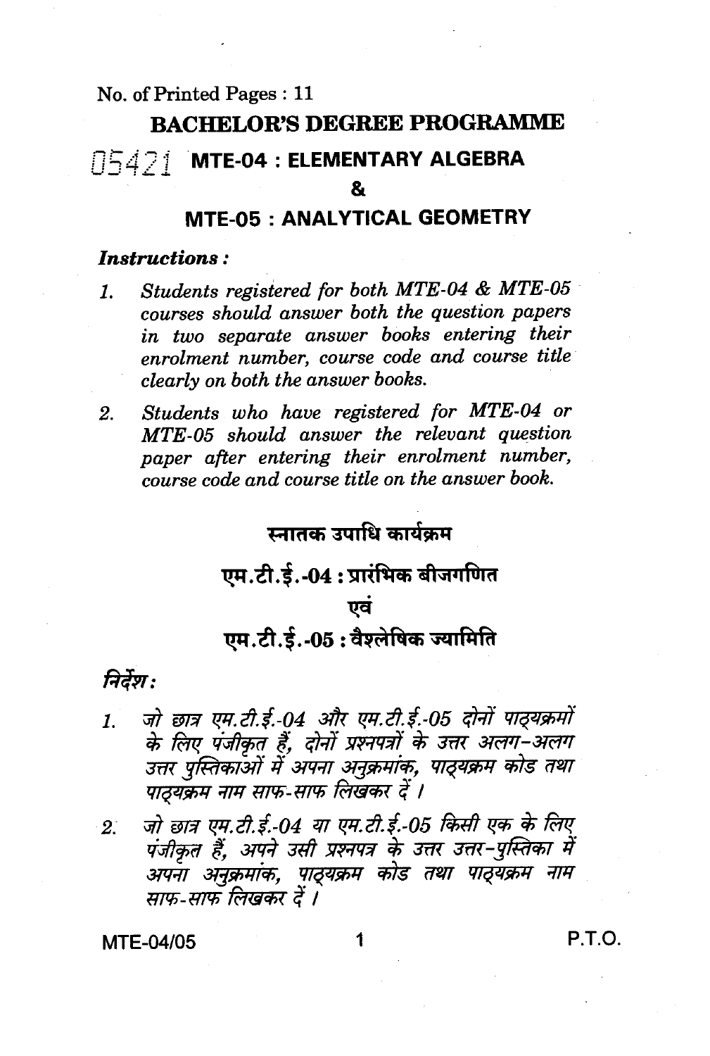No. of Printed Pages : 11

# BACHELOR'S DEGREE PROGRAMME

05421

## MTE-04 : ELEMENTARY ALGEBRA

## &

## MTE-05 : ANALYTICAL GEOMETRY

***Instructions :***

1. *Students registered for both MTE-04 & MTE-05 courses should answer both the question papers in two separate answer books entering their enrolment number, course code and course title clearly on both the answer books.*
2. *Students who have registered for MTE-04 or MTE-05 should answer the relevant question paper after entering their enrolment number, course code and course title on the answer book.*

# स्नातक उपाधि कार्यक्रम

## एम.टी.ई.-04 : प्रारंभिक बीजगणित

## एवं

## एम.टी.ई.-05 : वैश्लेषिक ज्यामिति

***निर्देश :***

1. *जो छात्र एम.टी.ई.-04 और एम.टी.ई.-05 दोनों पाठ्यक्रमों के लिए पंजीकृत हैं, दोनों प्रश्नपत्रों के उत्तर अलग-अलग उत्तर पुस्तिकाओं में अपना अनुक्रमांक, पाठ्यक्रम कोड तथा पाठ्यक्रम नाम साफ-साफ लिखकर दें ।*
2. *जो छात्र एम.टी.ई.-04 या एम.टी.ई.-05 किसी एक के लिए पंजीकृत हैं, अपने उसी प्रश्नपत्र के उत्तर उत्तर-पुस्तिका में अपना अनुक्रमांक, पाठ्यक्रम कोड तथा पाठ्यक्रम नाम साफ-साफ लिखकर दें ।*

P.T.O.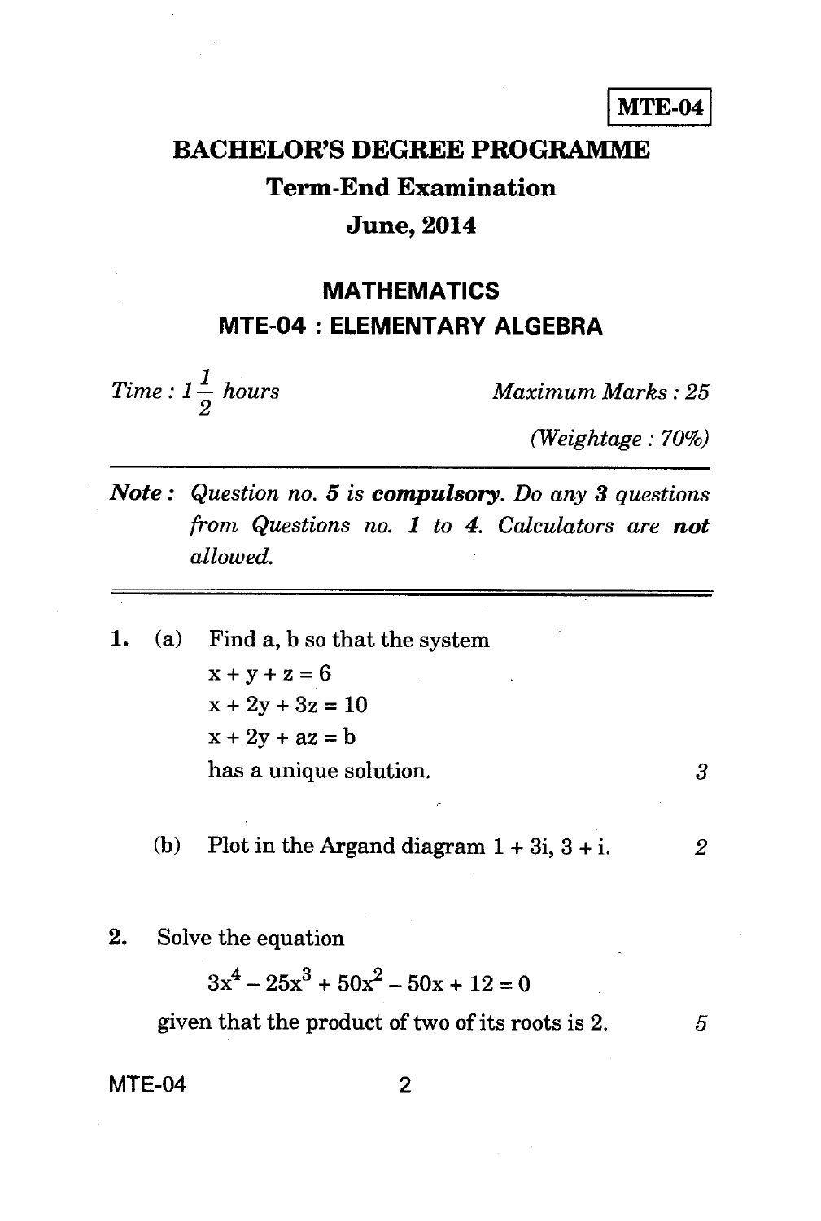MTE-04

# BACHELOR'S DEGREE PROGRAMME

## Term-End Examination

## June, 2014

## MATHEMATICS

## MTE-04 : ELEMENTARY ALGEBRA

*Time : $1\frac{1}{2}$ hours* *Maximum Marks : 25*

*(Weightage : 70%)*

***Note :** Question no. **5** is **compulsory**. Do any **3** questions from Questions no. **1** to **4**. Calculators are **not** allowed.*

---

1. (a) Find a, b so that the system

$$x + y + z = 6$$
$$x + 2y + 3z = 10$$
$$x + 2y + az = b$$

has a unique solution. 3

(b) Plot in the Argand diagram $1 + 3i$, $3 + i$. 2

2. Solve the equation

$$3x^4 - 25x^3 + 50x^2 - 50x + 12 = 0$$

given that the product of two of its roots is 2. 5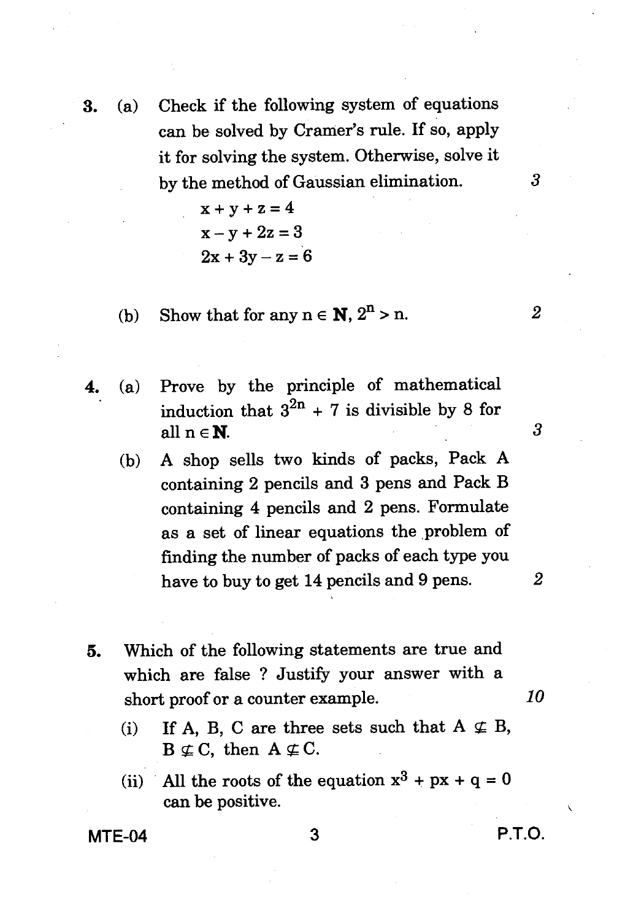3. (a) Check if the following system of equations can be solved by Cramer's rule. If so, apply it for solving the system. Otherwise, solve it by the method of Gaussian elimination. 3

$$x + y + z = 4$$
$$x - y + 2z = 3$$
$$2x + 3y - z = 6$$

(b) Show that for any $n \in \mathbf{N}$, $2^n > n$. 2

4. (a) Prove by the principle of mathematical induction that $3^{2n} + 7$ is divisible by 8 for all $n \in \mathbf{N}$. 3

(b) A shop sells two kinds of packs, Pack A containing 2 pencils and 3 pens and Pack B containing 4 pencils and 2 pens. Formulate as a set of linear equations the problem of finding the number of packs of each type you have to buy to get 14 pencils and 9 pens. 2

5. Which of the following statements are true and which are false ? Justify your answer with a short proof or a counter example. 10

(i) If A, B, C are three sets such that $A \not\subseteq B$, $B \not\subseteq C$, then $A \not\subseteq C$.

(ii) All the roots of the equation $x^3 + px + q = 0$ can be positive.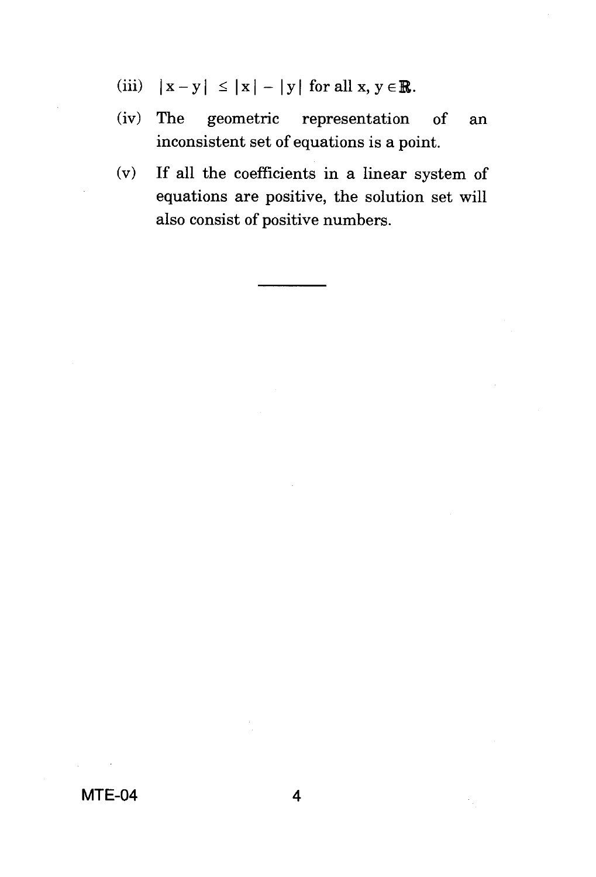(iii) $|x - y| \leq |x| - |y|$ for all $x, y \in \mathbb{R}$.

(iv) The geometric representation of an inconsistent set of equations is a point.

(v) If all the coefficients in a linear system of equations are positive, the solution set will also consist of positive numbers.

---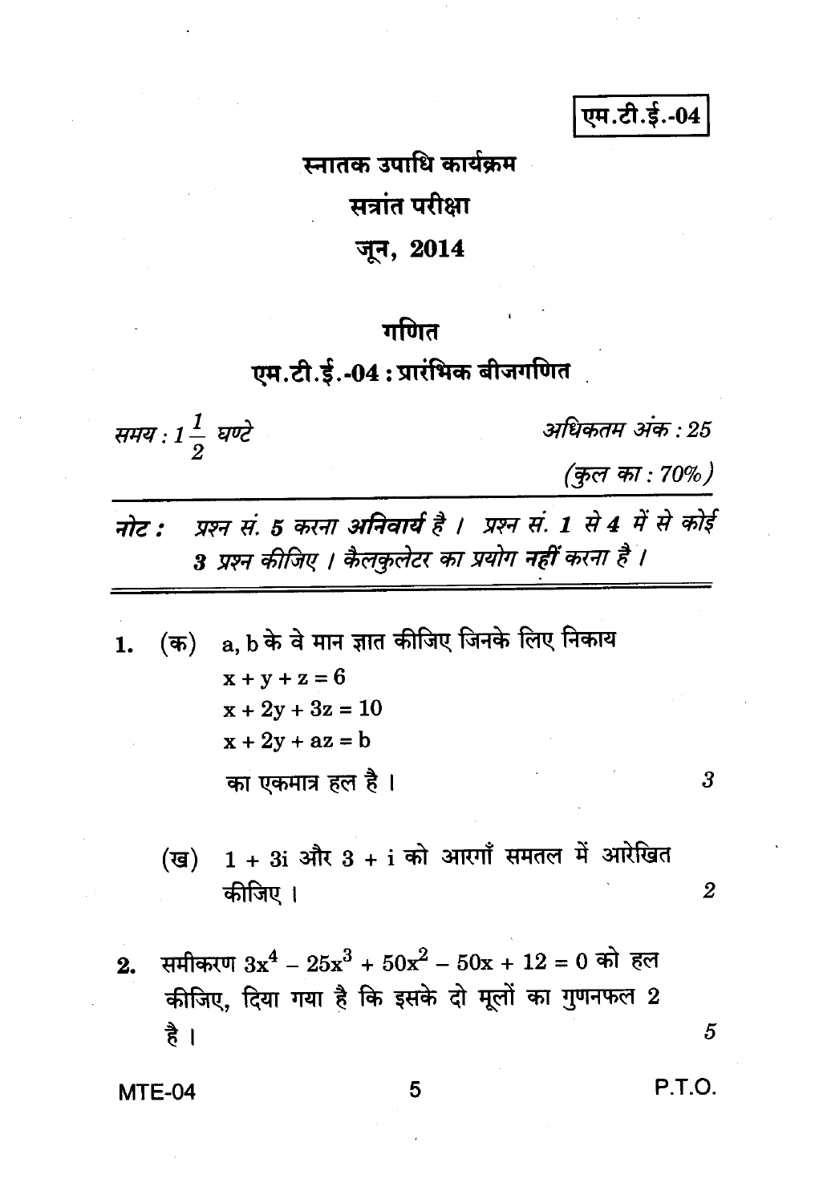**एम.टी.ई.-04**

# स्नातक उपाधि कार्यक्रम

## सत्रांत परीक्षा

## जून, 2014

## गणित

### एम.टी.ई.-04 : प्रारंभिक बीजगणित

*समय : $1\frac{1}{2}$ घण्टे* | *अधिकतम अंक : 25*

*(कुल का : 70%)*

***नोट :*** *प्रश्न सं.* ***5*** *करना* ***अनिवार्य*** *है । प्रश्न सं.* ***1*** *से* ***4*** *में से कोई* ***3*** *प्रश्न कीजिए । कैलकुलेटर का प्रयोग* ***नहीं*** *करना है ।*

---

**1.** (क) a, b के वे मान ज्ञात कीजिए जिनके लिए निकाय

$$x + y + z = 6$$
$$x + 2y + 3z = 10$$
$$x + 2y + az = b$$

का एकमात्र हल है । *3*

(ख) $1 + 3i$ और $3 + i$ को आरगाँ समतल में आरेखित कीजिए । *2*

**2.** समीकरण $3x^4 - 25x^3 + 50x^2 - 50x + 12 = 0$ को हल कीजिए, दिया गया है कि इसके दो मूलों का गुणनफल 2 है । *5*

P.T.O.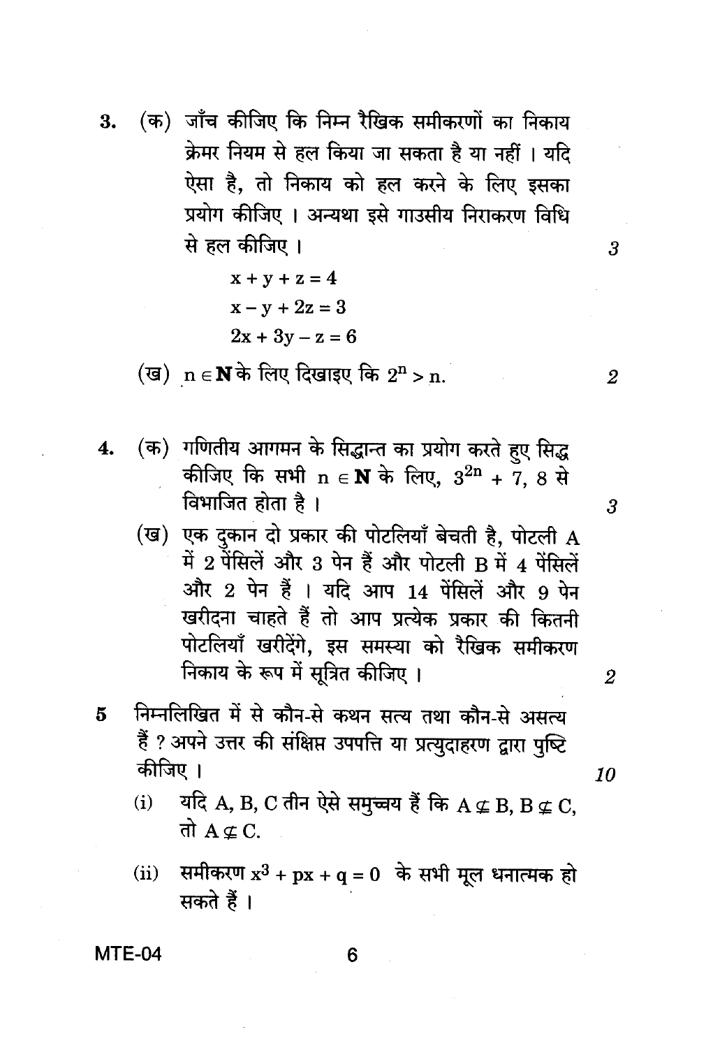3. (क) जाँच कीजिए कि निम्न रैखिक समीकरणों का निकाय क्रेमर नियम से हल किया जा सकता है या नहीं । यदि ऐसा है, तो निकाय को हल करने के लिए इसका प्रयोग कीजिए । अन्यथा इसे गाउसीय निराकरण विधि से हल कीजिए । 3

$$x + y + z = 4$$
$$x - y + 2z = 3$$
$$2x + 3y - z = 6$$

(ख) $n \in \mathbf{N}$ के लिए दिखाइए कि $2^n > n$. 2

4. (क) गणितीय आगमन के सिद्धान्त का प्रयोग करते हुए सिद्ध कीजिए कि सभी $n \in \mathbf{N}$ के लिए, $3^{2n} + 7$, 8 से विभाजित होता है । 3

(ख) एक दुकान दो प्रकार की पोटलियाँ बेचती है, पोटली A में 2 पेंसिलें और 3 पेन हैं और पोटली B में 4 पेंसिलें और 2 पेन हैं । यदि आप 14 पेंसिलें और 9 पेन खरीदना चाहते हैं तो आप प्रत्येक प्रकार की कितनी पोटलियाँ खरीदेंगे, इस समस्या को रैखिक समीकरण निकाय के रूप में सूत्रित कीजिए । 2

5 निम्नलिखित में से कौन-से कथन सत्य तथा कौन-से असत्य हैं ? अपने उत्तर की संक्षिप्त उपपत्ति या प्रत्युदाहरण द्वारा पुष्टि कीजिए । 10

(i) यदि A, B, C तीन ऐसे समुच्चय हैं कि $A \not\subseteq B$, $B \not\subseteq C$, तो $A \not\subseteq C$.

(ii) समीकरण $x^3 + px + q = 0$ के सभी मूल धनात्मक हो सकते हैं ।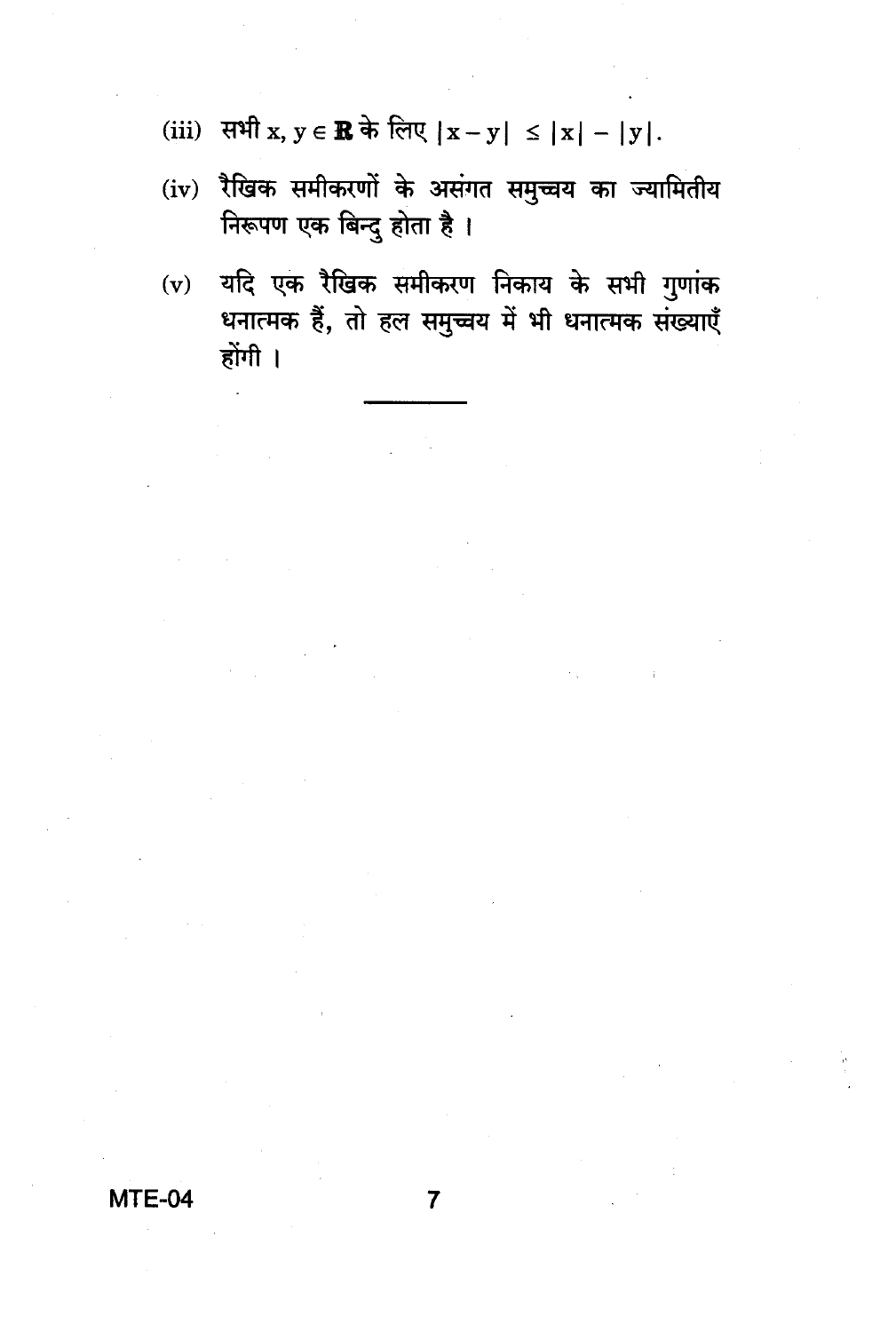(iii) सभी $x, y \in \mathbb{R}$ के लिए $|x - y| \leq |x| - |y|$.

(iv) रैखिक समीकरणों के असंगत समुच्चय का ज्यामितीय निरूपण एक बिन्दु होता है ।

(v) यदि एक रैखिक समीकरण निकाय के सभी गुणांक धनात्मक हैं, तो हल समुच्चय में भी धनात्मक संख्याएँ होंगी ।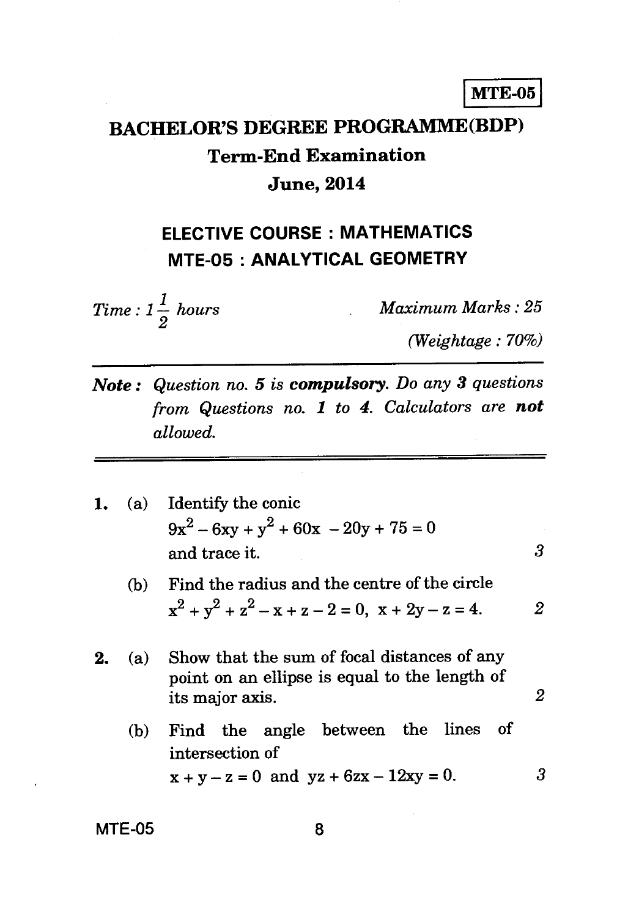MTE-05

# BACHELOR'S DEGREE PROGRAMME(BDP)

## Term-End Examination

## June, 2014

## ELECTIVE COURSE : MATHEMATICS

## MTE-05 : ANALYTICAL GEOMETRY

*Time : $1\frac{1}{2}$ hours* *Maximum Marks : 25*

*(Weightage : 70%)*

***Note :*** *Question no. 5 is **compulsory**. Do any **3** questions from Questions no. **1** to **4**. Calculators are **not** allowed.*

---

1. (a) Identify the conic
$9x^2 - 6xy + y^2 + 60x - 20y + 75 = 0$
and trace it. 3

   (b) Find the radius and the centre of the circle
$x^2 + y^2 + z^2 - x + z - 2 = 0,\ x + 2y - z = 4.$ 2

2. (a) Show that the sum of focal distances of any point on an ellipse is equal to the length of its major axis. 2

   (b) Find the angle between the lines of intersection of
$x + y - z = 0$ and $yz + 6zx - 12xy = 0.$ 3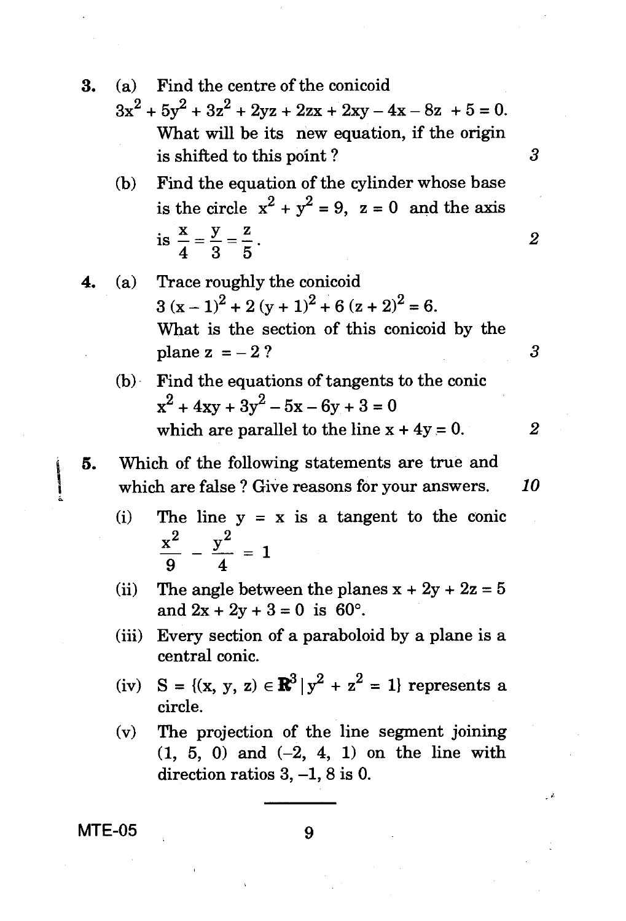3. (a) Find the centre of the conicoid

$$3x^2 + 5y^2 + 3z^2 + 2yz + 2zx + 2xy - 4x - 8z + 5 = 0.$$

What will be its new equation, if the origin is shifted to this point ? 3

(b) Find the equation of the cylinder whose base is the circle $x^2 + y^2 = 9$, $z = 0$ and the axis is $\frac{x}{4} = \frac{y}{3} = \frac{z}{5}$. 2

4. (a) Trace roughly the conicoid

$$3(x-1)^2 + 2(y+1)^2 + 6(z+2)^2 = 6.$$

What is the section of this conicoid by the plane $z = -2$ ? 3

(b) Find the equations of tangents to the conic

$$x^2 + 4xy + 3y^2 - 5x - 6y + 3 = 0$$

which are parallel to the line $x + 4y = 0$. 2

5. Which of the following statements are true and which are false ? Give reasons for your answers. 10

(i) The line $y = x$ is a tangent to the conic $\frac{x^2}{9} - \frac{y^2}{4} = 1$

(ii) The angle between the planes $x + 2y + 2z = 5$ and $2x + 2y + 3 = 0$ is $60°$.

(iii) Every section of a paraboloid by a plane is a central conic.

(iv) $S = \{(x, y, z) \in \mathbf{R}^3 \mid y^2 + z^2 = 1\}$ represents a circle.

(v) The projection of the line segment joining $(1, 5, 0)$ and $(-2, 4, 1)$ on the line with direction ratios $3, -1, 8$ is $0$.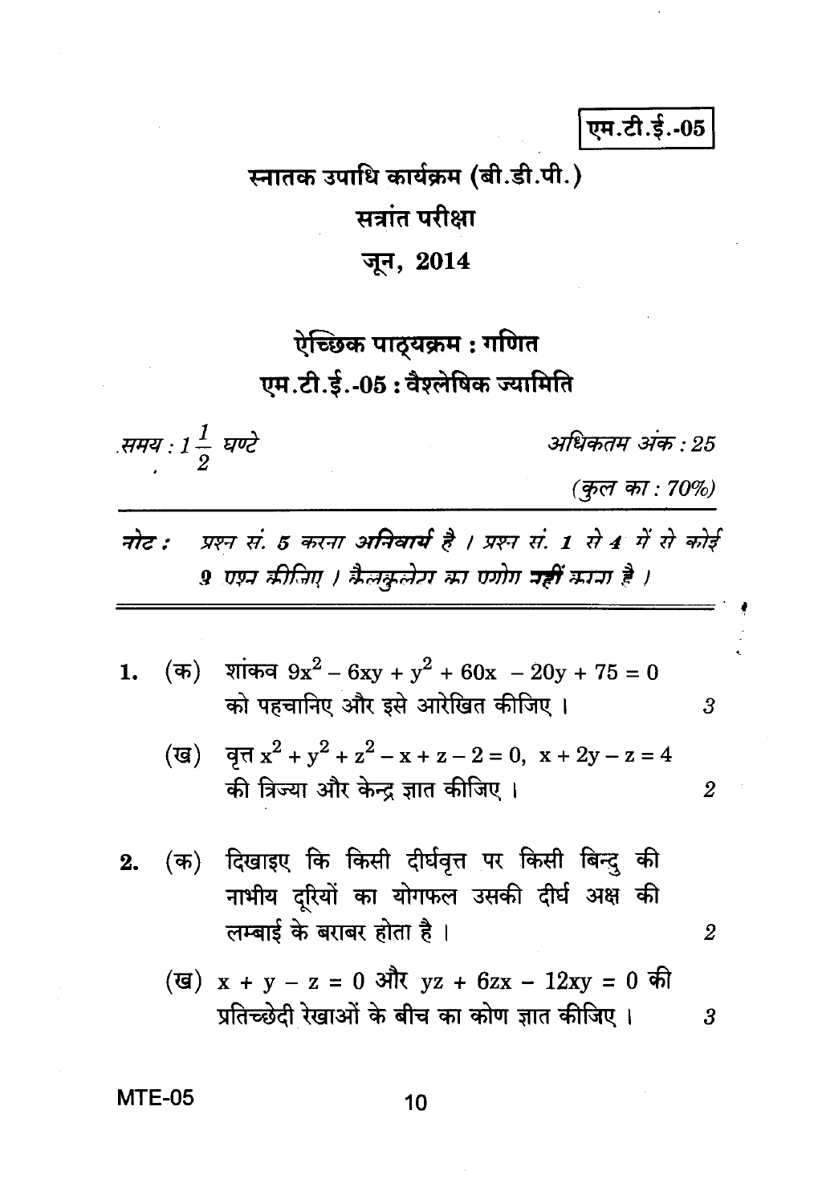एम.टी.ई.-05

# स्नातक उपाधि कार्यक्रम (बी.डी.पी.)

## सत्रांत परीक्षा

## जून, 2014

## ऐच्छिक पाठ्यक्रम : गणित

## एम.टी.ई.-05 : वैश्लेषिक ज्यामिति

*समय : $1\frac{1}{2}$ घण्टे* *अधिकतम अंक : 25*

*(कुल का : 70%)*

***नोट :*** *प्रश्न सं. 5 करना **अनिवार्य** है । प्रश्न सं. 1 से 4 में से कोई 3 प्रश्न कीजिए । कैलकुलेटर का प्रयोग **नहीं** करना है ।*

---

1. (क) शांकव $9x^2 - 6xy + y^2 + 60x - 20y + 75 = 0$ को पहचानिए और इसे आरेखित कीजिए । *3*

   (ख) वृत्त $x^2 + y^2 + z^2 - x + z - 2 = 0,\ x + 2y - z = 4$ की त्रिज्या और केन्द्र ज्ञात कीजिए । *2*

2. (क) दिखाइए कि किसी दीर्घवृत्त पर किसी बिन्दु की नाभीय दूरियों का योगफल उसकी दीर्घ अक्ष की लम्बाई के बराबर होता है । *2*

   (ख) $x + y - z = 0$ और $yz + 6zx - 12xy = 0$ की प्रतिच्छेदी रेखाओं के बीच का कोण ज्ञात कीजिए । *3*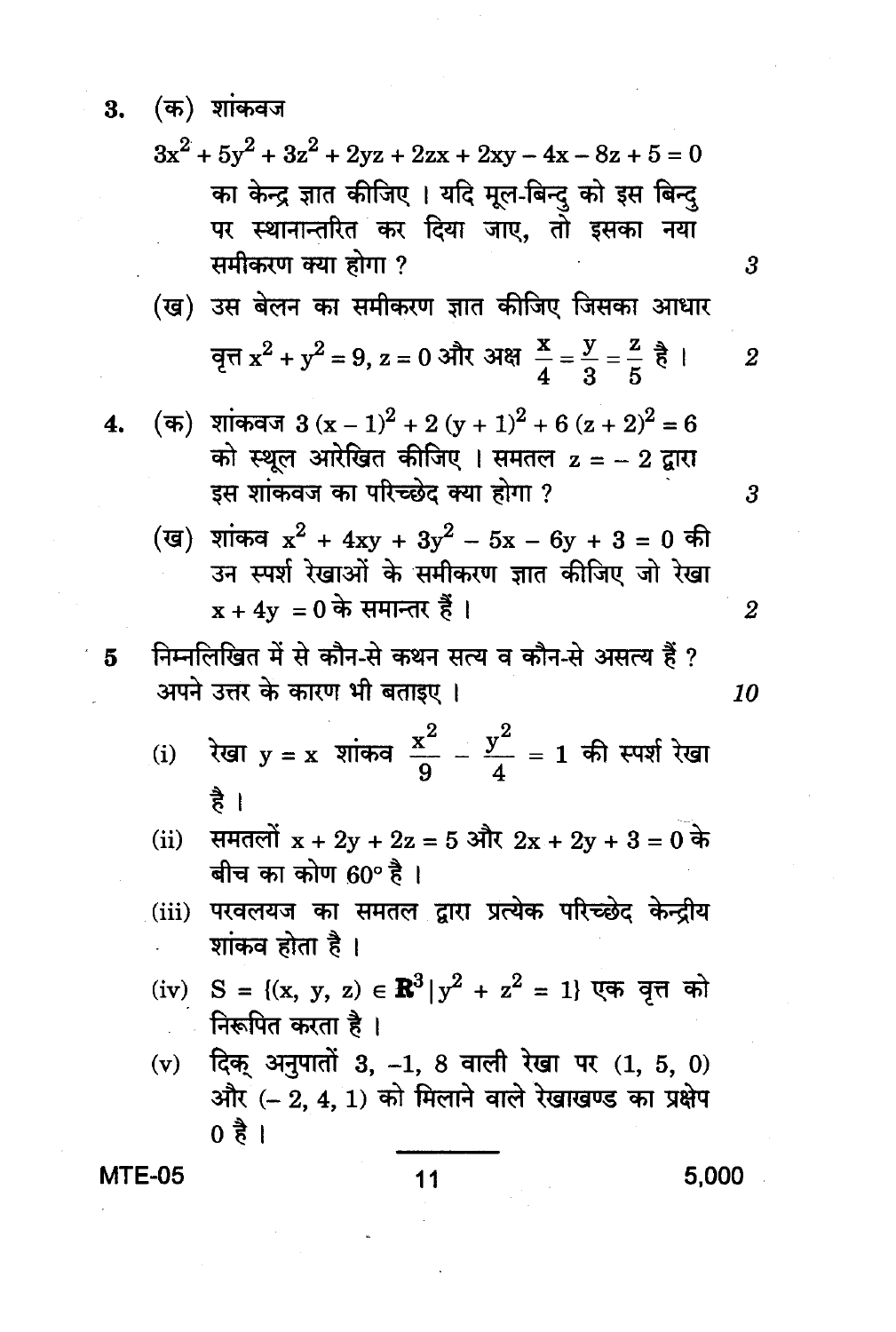3. (क) शांकवज

$$3x^2 + 5y^2 + 3z^2 + 2yz + 2zx + 2xy - 4x - 8z + 5 = 0$$

का केन्द्र ज्ञात कीजिए । यदि मूल-बिन्दु को इस बिन्दु पर स्थानान्तरित कर दिया जाए, तो इसका नया समीकरण क्या होगा ? 3

(ख) उस बेलन का समीकरण ज्ञात कीजिए जिसका आधार वृत्त $x^2 + y^2 = 9$, $z = 0$ और अक्ष $\frac{x}{4} = \frac{y}{3} = \frac{z}{5}$ है । 2

4. (क) शांकवज $3(x-1)^2 + 2(y+1)^2 + 6(z+2)^2 = 6$ को स्थूल आरेखित कीजिए । समतल $z = -2$ द्वारा इस शांकवज का परिच्छेद क्या होगा ? 3

(ख) शांकव $x^2 + 4xy + 3y^2 - 5x - 6y + 3 = 0$ की उन स्पर्श रेखाओं के समीकरण ज्ञात कीजिए जो रेखा $x + 4y = 0$ के समान्तर हैं । 2

5 निम्नलिखित में से कौन-से कथन सत्य व कौन-से असत्य हैं ? अपने उत्तर के कारण भी बताइए । 10

(i) रेखा $y = x$ शांकव $\frac{x^2}{9} - \frac{y^2}{4} = 1$ की स्पर्श रेखा है ।

(ii) समतलों $x + 2y + 2z = 5$ और $2x + 2y + 3 = 0$ के बीच का कोण $60°$ है ।

(iii) परवलयज का समतल द्वारा प्रत्येक परिच्छेद केन्द्रीय शांकव होता है ।

(iv) $S = \{(x, y, z) \in \mathbf{R}^3 \mid y^2 + z^2 = 1\}$ एक वृत्त को निरूपित करता है ।

(v) दिक् अनुपातों 3, –1, 8 वाली रेखा पर (1, 5, 0) और (– 2, 4, 1) को मिलाने वाले रेखाखण्ड का प्रक्षेप 0 है ।

---

MTE-05 5,000